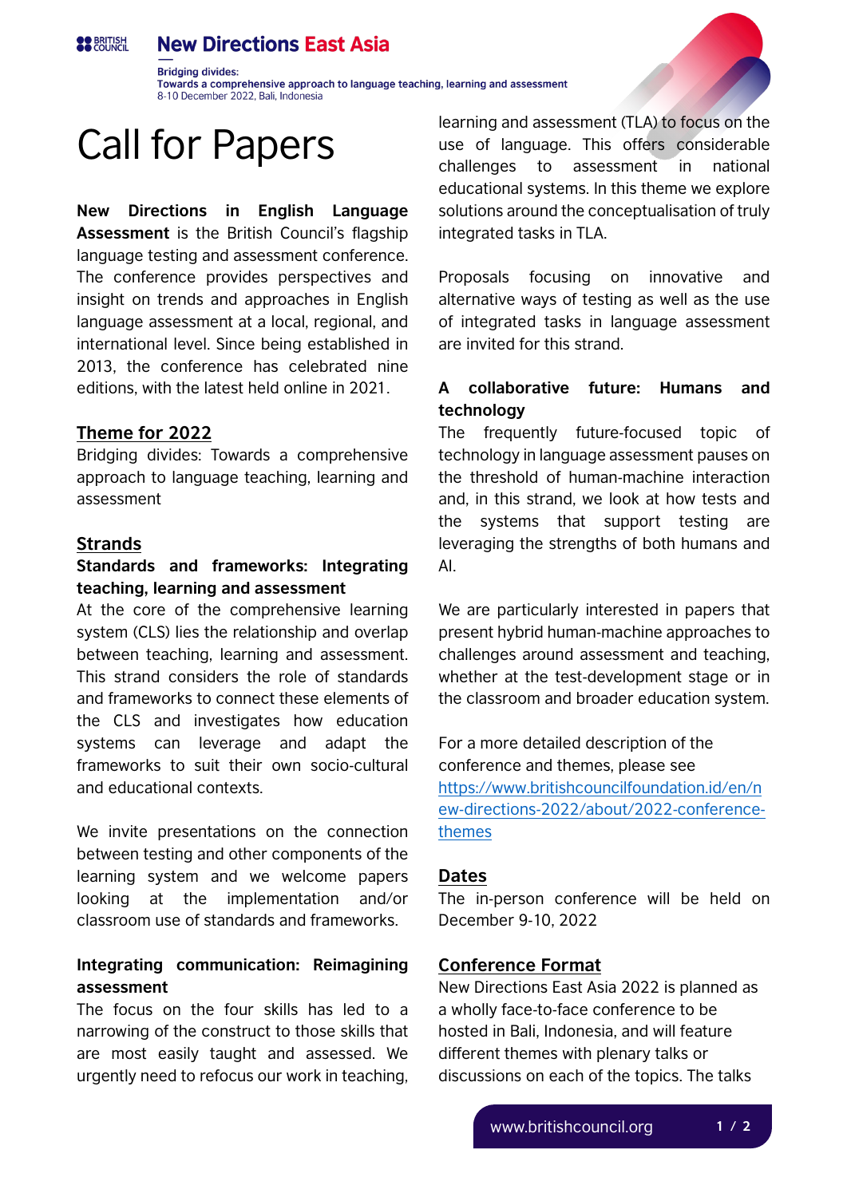# Call for Papers

**New Directions in English Language Assessment** is the British Council's flagship language testing and assessment conference. The conference provides perspectives and insight on trends and approaches in English language assessment at a local, regional, and international level. Since being established in 2013, the conference has celebrated nine editions, with the latest held online in 2021.

## Theme for 2022

Bridging divides: Towards a comprehensive approach to language teaching, learning and assessment

## Strands

### Standards and frameworks: Integrating teaching, learning and assessment

At the core of the comprehensive learning system (CLS) lies the relationship and overlap between teaching, learning and assessment. This strand considers the role of standards and frameworks to connect these elements of the CLS and investigates how education systems can leverage and adapt the frameworks to suit their own socio-cultural and educational contexts.

We invite presentations on the connection between testing and other components of the learning system and we welcome papers looking at the implementation and/or classroom use of standards and frameworks.

### Integrating communication: Reimagining assessment

The focus on the four skills has led to a narrowing of the construct to those skills that are most easily taught and assessed. We urgently need to refocus our work in teaching, learning and assessment (TLA) to focus on the use of language. This offers considerable challenges to assessment in national educational systems. In this theme we explore solutions around the conceptualisation of truly integrated tasks in TLA.

Proposals focusing on innovative and alternative ways of testing as well as the use of integrated tasks in language assessment are invited for this strand.

### A collaborative future: Humans and technology

The frequently future-focused topic of technology in language assessment pauses on the threshold of human-machine interaction and, in this strand, we look at how tests and the systems that support testing are leveraging the strengths of both humans and AI.

We are particularly interested in papers that present hybrid human-machine approaches to challenges around assessment and teaching, whether at the test-development stage or in the classroom and broader education system.

For a more detailed description of the conference and themes, please see [https://www.britishcouncilfoundation.id/en/new-directions-2022/about/2022-conference-themes](https://www.britishcouncilfoundation.id/en/new-directions-2022/about/2022-conference-themes)

## Dates

The in-person conference will be held on December 9-10, 2022

## Conference Format

New Directions East Asia 2022 is planned as a wholly face-to-face conference to be hosted in Bali, Indonesia, and will feature different themes with plenary talks or discussions on each of the topics. The talks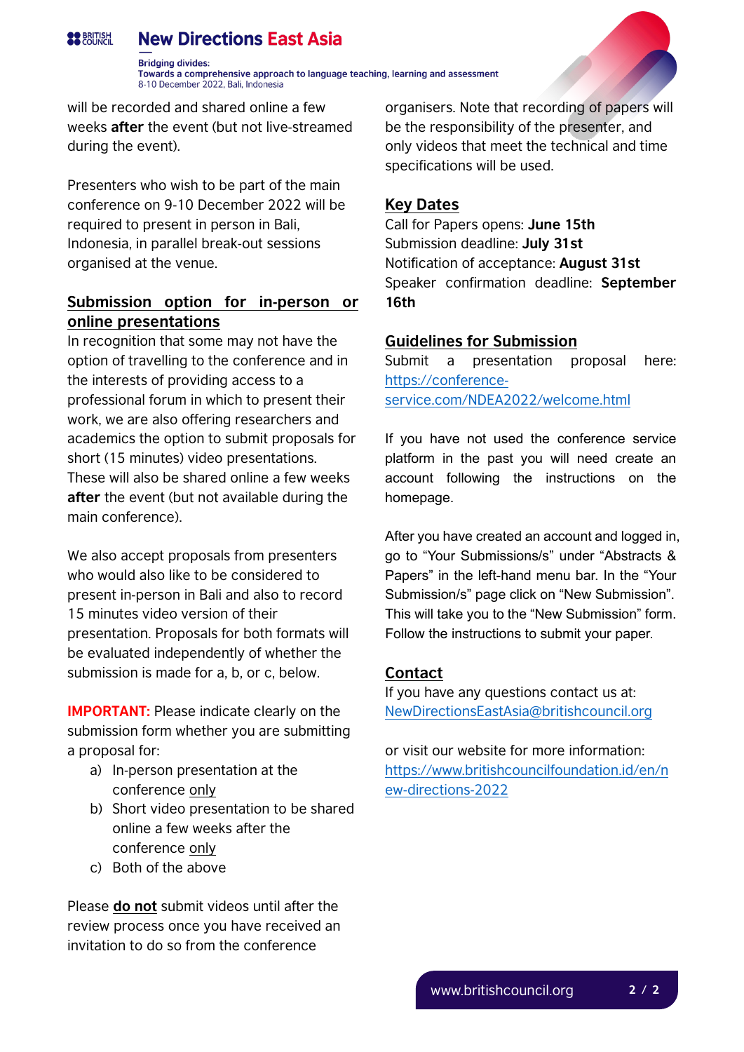will be recorded and shared online a few weeks **after** the event (but not live-streamed during the event).

Presenters who wish to be part of the main conference on 9-10 December 2022 will be required to present in person in Bali, Indonesia, in parallel break-out sessions organised at the venue.

## Submission option for in-person or online presentations

In recognition that some may not have the option of travelling to the conference and in the interests of providing access to a professional forum in which to present their work, we are also offering researchers and academics the option to submit proposals for short (15 minutes) video presentations. These will also be shared online a few weeks **after** the event (but not available during the main conference).

We also accept proposals from presenters who would also like to be considered to present in-person in Bali and also to record 15 minutes video version of their presentation. Proposals for both formats will be evaluated independently of whether the submission is made for a, b, or c, below.

**IMPORTANT:** Please indicate clearly on the submission form whether you are submitting a proposal for:

a) In-person presentation at the conference only
b) Short video presentation to be shared online a few weeks after the conference only
c) Both of the above

Please **do not** submit videos until after the review process once you have received an invitation to do so from the conference organisers. Note that recording of papers will be the responsibility of the presenter, and only videos that meet the technical and time specifications will be used.

## Key Dates

Call for Papers opens: **June 15th**
Submission deadline: **July 31st**
Notification of acceptance: **August 31st**
Speaker confirmation deadline: **September 16th**

## Guidelines for Submission

Submit a presentation proposal here: https://conference-service.com/NDEA2022/welcome.html

If you have not used the conference service platform in the past you will need create an account following the instructions on the homepage.

After you have created an account and logged in, go to "Your Submissions/s" under "Abstracts & Papers" in the left-hand menu bar. In the "Your Submission/s" page click on "New Submission". This will take you to the "New Submission" form. Follow the instructions to submit your paper.

## Contact

If you have any questions contact us at: NewDirectionsEastAsia@britishcouncil.org

or visit our website for more information: https://www.britishcouncilfoundation.id/en/new-directions-2022